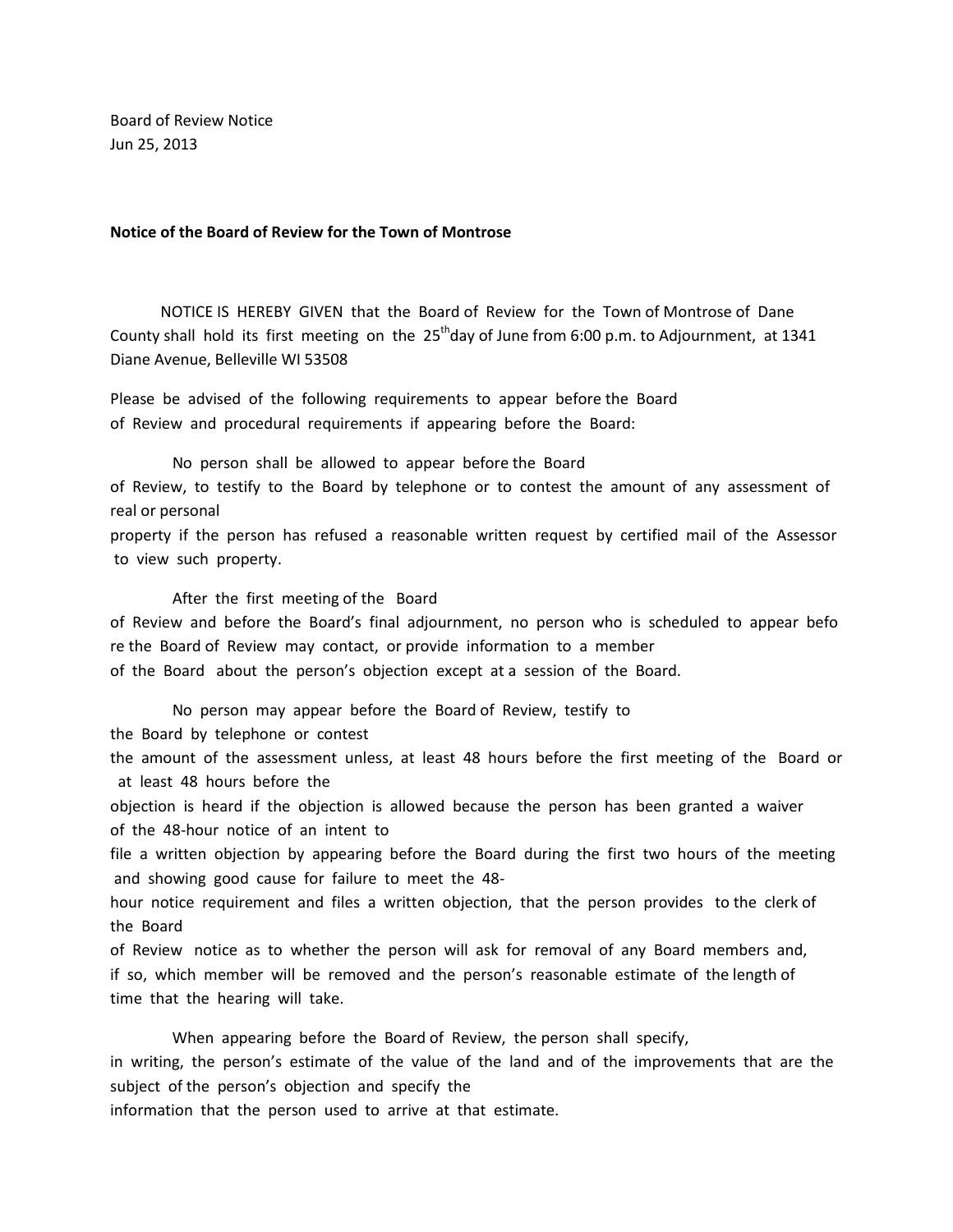Board of Review Notice
Jun 25, 2013

**Notice of the Board of Review for the Town of Montrose**

NOTICE IS HEREBY GIVEN that the Board of Review for the Town of Montrose of Dane County shall hold its first meeting on the 25th day of June from 6:00 p.m. to Adjournment, at 1341 Diane Avenue, Belleville WI 53508

Please be advised of the following requirements to appear before the Board of Review and procedural requirements if appearing before the Board:

No person shall be allowed to appear before the Board of Review, to testify to the Board by telephone or to contest the amount of any assessment of real or personal property if the person has refused a reasonable written request by certified mail of the Assessor to view such property.

After the first meeting of the Board of Review and before the Board's final adjournment, no person who is scheduled to appear before the Board of Review may contact, or provide information to a member of the Board about the person's objection except at a session of the Board.

No person may appear before the Board of Review, testify to the Board by telephone or contest the amount of the assessment unless, at least 48 hours before the first meeting of the Board or at least 48 hours before the objection is heard if the objection is allowed because the person has been granted a waiver of the 48-hour notice of an intent to file a written objection by appearing before the Board during the first two hours of the meeting and showing good cause for failure to meet the 48-hour notice requirement and files a written objection, that the person provides to the clerk of the Board of Review notice as to whether the person will ask for removal of any Board members and, if so, which member will be removed and the person's reasonable estimate of the length of time that the hearing will take.

When appearing before the Board of Review, the person shall specify, in writing, the person's estimate of the value of the land and of the improvements that are the subject of the person's objection and specify the information that the person used to arrive at that estimate.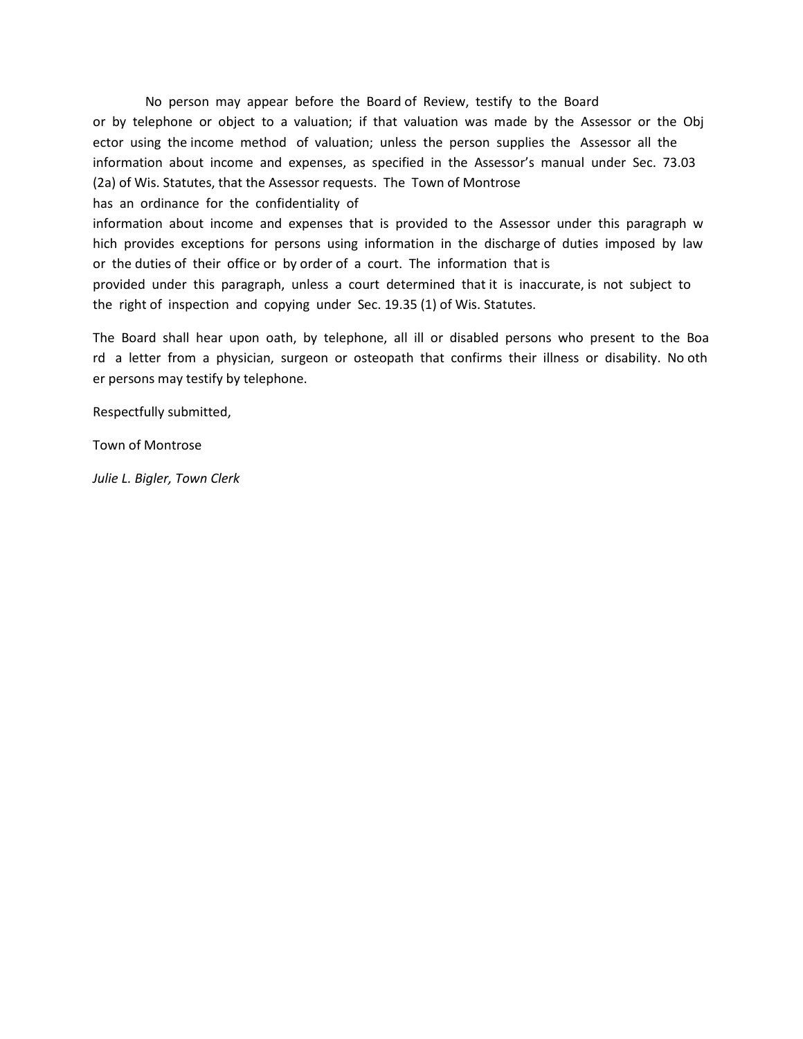No person may appear before the Board of Review, testify to the Board or by telephone or object to a valuation; if that valuation was made by the Assessor or the Objector using the income method of valuation; unless the person supplies the Assessor all the information about income and expenses, as specified in the Assessor's manual under Sec. 73.03 (2a) of Wis. Statutes, that the Assessor requests. The Town of Montrose has an ordinance for the confidentiality of information about income and expenses that is provided to the Assessor under this paragraph which provides exceptions for persons using information in the discharge of duties imposed by law or the duties of their office or by order of a court. The information that is provided under this paragraph, unless a court determined that it is inaccurate, is not subject to the right of inspection and copying under Sec. 19.35 (1) of Wis. Statutes.

The Board shall hear upon oath, by telephone, all ill or disabled persons who present to the Board a letter from a physician, surgeon or osteopath that confirms their illness or disability. No other persons may testify by telephone.

Respectfully submitted,

Town of Montrose

*Julie L. Bigler, Town Clerk*